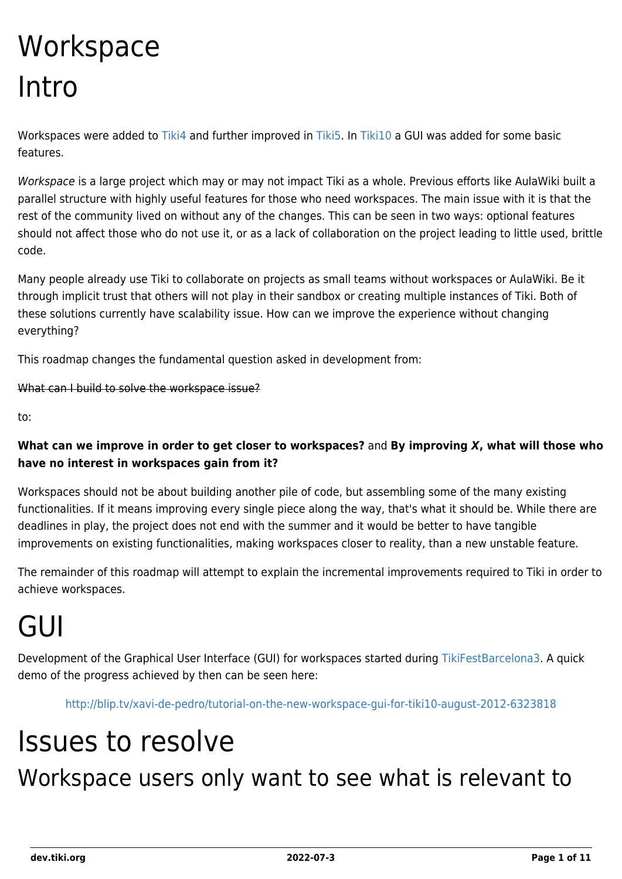# Workspace

# Intro

Workspaces were added to Tiki4 and further improved in Tiki5. In Tiki10 a GUI was added for some basic features.

*Workspace* is a large project which may or may not impact Tiki as a whole. Previous efforts like AulaWiki built a parallel structure with highly useful features for those who need workspaces. The main issue with it is that the rest of the community lived on without any of the changes. This can be seen in two ways: optional features should not affect those who do not use it, or as a lack of collaboration on the project leading to little used, brittle code.

Many people already use Tiki to collaborate on projects as small teams without workspaces or AulaWiki. Be it through implicit trust that others will not play in their sandbox or creating multiple instances of Tiki. Both of these solutions currently have scalability issue. How can we improve the experience without changing everything?

This roadmap changes the fundamental question asked in development from:

~~What can I build to solve the workspace issue?~~

to:

**What can we improve in order to get closer to workspaces?** and **By improving *X*, what will those who have no interest in workspaces gain from it?**

Workspaces should not be about building another pile of code, but assembling some of the many existing functionalities. If it means improving every single piece along the way, that's what it should be. While there are deadlines in play, the project does not end with the summer and it would be better to have tangible improvements on existing functionalities, making workspaces closer to reality, than a new unstable feature.

The remainder of this roadmap will attempt to explain the incremental improvements required to Tiki in order to achieve workspaces.

# GUI

Development of the Graphical User Interface (GUI) for workspaces started during TikiFestBarcelona3. A quick demo of the progress achieved by then can be seen here:

> http://blip.tv/xavi-de-pedro/tutorial-on-the-new-workspace-gui-for-tiki10-august-2012-6323818

# Issues to resolve

## Workspace users only want to see what is relevant to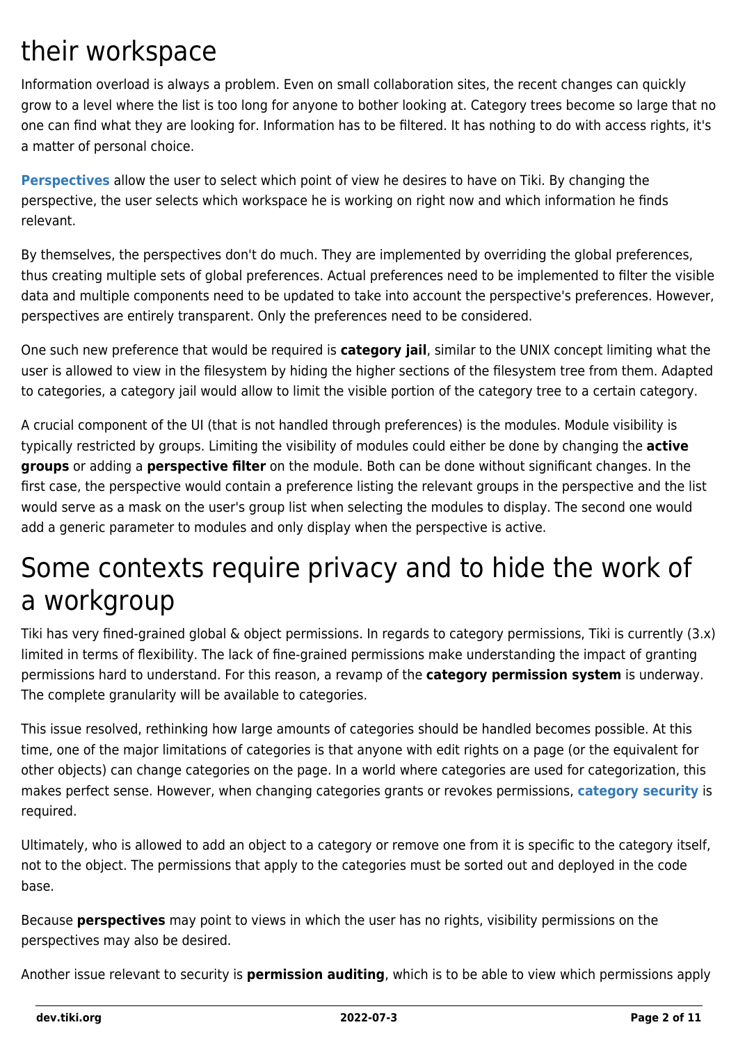# their workspace

Information overload is always a problem. Even on small collaboration sites, the recent changes can quickly grow to a level where the list is too long for anyone to bother looking at. Category trees become so large that no one can find what they are looking for. Information has to be filtered. It has nothing to do with access rights, it's a matter of personal choice.

**Perspectives** allow the user to select which point of view he desires to have on Tiki. By changing the perspective, the user selects which workspace he is working on right now and which information he finds relevant.

By themselves, the perspectives don't do much. They are implemented by overriding the global preferences, thus creating multiple sets of global preferences. Actual preferences need to be implemented to filter the visible data and multiple components need to be updated to take into account the perspective's preferences. However, perspectives are entirely transparent. Only the preferences need to be considered.

One such new preference that would be required is **category jail**, similar to the UNIX concept limiting what the user is allowed to view in the filesystem by hiding the higher sections of the filesystem tree from them. Adapted to categories, a category jail would allow to limit the visible portion of the category tree to a certain category.

A crucial component of the UI (that is not handled through preferences) is the modules. Module visibility is typically restricted by groups. Limiting the visibility of modules could either be done by changing the **active groups** or adding a **perspective filter** on the module. Both can be done without significant changes. In the first case, the perspective would contain a preference listing the relevant groups in the perspective and the list would serve as a mask on the user's group list when selecting the modules to display. The second one would add a generic parameter to modules and only display when the perspective is active.

# Some contexts require privacy and to hide the work of a workgroup

Tiki has very fined-grained global & object permissions. In regards to category permissions, Tiki is currently (3.x) limited in terms of flexibility. The lack of fine-grained permissions make understanding the impact of granting permissions hard to understand. For this reason, a revamp of the **category permission system** is underway. The complete granularity will be available to categories.

This issue resolved, rethinking how large amounts of categories should be handled becomes possible. At this time, one of the major limitations of categories is that anyone with edit rights on a page (or the equivalent for other objects) can change categories on the page. In a world where categories are used for categorization, this makes perfect sense. However, when changing categories grants or revokes permissions, **category security** is required.

Ultimately, who is allowed to add an object to a category or remove one from it is specific to the category itself, not to the object. The permissions that apply to the categories must be sorted out and deployed in the code base.

Because **perspectives** may point to views in which the user has no rights, visibility permissions on the perspectives may also be desired.

Another issue relevant to security is **permission auditing**, which is to be able to view which permissions apply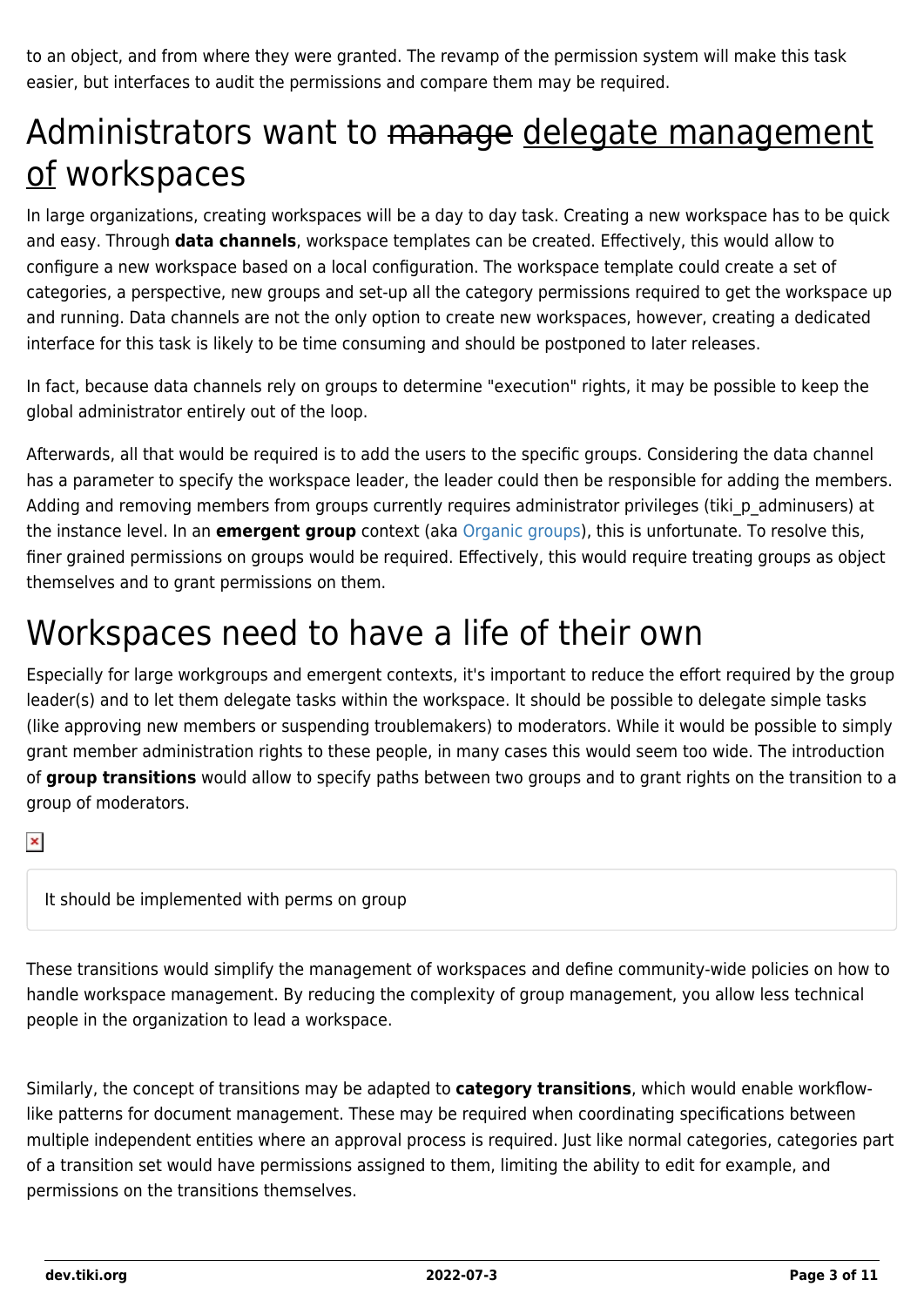to an object, and from where they were granted. The revamp of the permission system will make this task easier, but interfaces to audit the permissions and compare them may be required.

# Administrators want to ~~manage~~ delegate management of workspaces

In large organizations, creating workspaces will be a day to day task. Creating a new workspace has to be quick and easy. Through **data channels**, workspace templates can be created. Effectively, this would allow to configure a new workspace based on a local configuration. The workspace template could create a set of categories, a perspective, new groups and set-up all the category permissions required to get the workspace up and running. Data channels are not the only option to create new workspaces, however, creating a dedicated interface for this task is likely to be time consuming and should be postponed to later releases.

In fact, because data channels rely on groups to determine "execution" rights, it may be possible to keep the global administrator entirely out of the loop.

Afterwards, all that would be required is to add the users to the specific groups. Considering the data channel has a parameter to specify the workspace leader, the leader could then be responsible for adding the members. Adding and removing members from groups currently requires administrator privileges (tiki_p_adminusers) at the instance level. In an **emergent group** context (aka Organic groups), this is unfortunate. To resolve this, finer grained permissions on groups would be required. Effectively, this would require treating groups as object themselves and to grant permissions on them.

# Workspaces need to have a life of their own

Especially for large workgroups and emergent contexts, it's important to reduce the effort required by the group leader(s) and to let them delegate tasks within the workspace. It should be possible to delegate simple tasks (like approving new members or suspending troublemakers) to moderators. While it would be possible to simply grant member administration rights to these people, in many cases this would seem too wide. The introduction of **group transitions** would allow to specify paths between two groups and to grant rights on the transition to a group of moderators.

> It should be implemented with perms on group

These transitions would simplify the management of workspaces and define community-wide policies on how to handle workspace management. By reducing the complexity of group management, you allow less technical people in the organization to lead a workspace.

Similarly, the concept of transitions may be adapted to **category transitions**, which would enable workflow-like patterns for document management. These may be required when coordinating specifications between multiple independent entities where an approval process is required. Just like normal categories, categories part of a transition set would have permissions assigned to them, limiting the ability to edit for example, and permissions on the transitions themselves.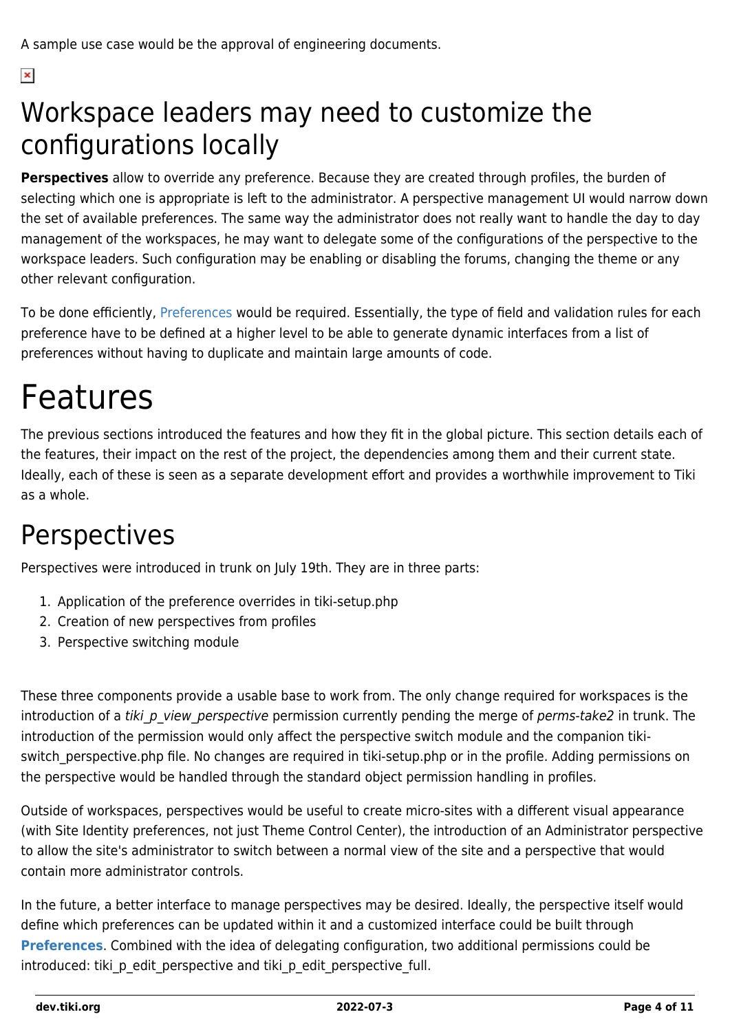A sample use case would be the approval of engineering documents.

## Workspace leaders may need to customize the configurations locally

**Perspectives** allow to override any preference. Because they are created through profiles, the burden of selecting which one is appropriate is left to the administrator. A perspective management UI would narrow down the set of available preferences. The same way the administrator does not really want to handle the day to day management of the workspaces, he may want to delegate some of the configurations of the perspective to the workspace leaders. Such configuration may be enabling or disabling the forums, changing the theme or any other relevant configuration.

To be done efficiently, Preferences would be required. Essentially, the type of field and validation rules for each preference have to be defined at a higher level to be able to generate dynamic interfaces from a list of preferences without having to duplicate and maintain large amounts of code.

# Features

The previous sections introduced the features and how they fit in the global picture. This section details each of the features, their impact on the rest of the project, the dependencies among them and their current state. Ideally, each of these is seen as a separate development effort and provides a worthwhile improvement to Tiki as a whole.

## Perspectives

Perspectives were introduced in trunk on July 19th. They are in three parts:

1. Application of the preference overrides in tiki-setup.php
2. Creation of new perspectives from profiles
3. Perspective switching module

These three components provide a usable base to work from. The only change required for workspaces is the introduction of a *tiki_p_view_perspective* permission currently pending the merge of *perms-take2* in trunk. The introduction of the permission would only affect the perspective switch module and the companion tiki-switch_perspective.php file. No changes are required in tiki-setup.php or in the profile. Adding permissions on the perspective would be handled through the standard object permission handling in profiles.

Outside of workspaces, perspectives would be useful to create micro-sites with a different visual appearance (with Site Identity preferences, not just Theme Control Center), the introduction of an Administrator perspective to allow the site's administrator to switch between a normal view of the site and a perspective that would contain more administrator controls.

In the future, a better interface to manage perspectives may be desired. Ideally, the perspective itself would define which preferences can be updated within it and a customized interface could be built through **Preferences**. Combined with the idea of delegating configuration, two additional permissions could be introduced: tiki_p_edit_perspective and tiki_p_edit_perspective_full.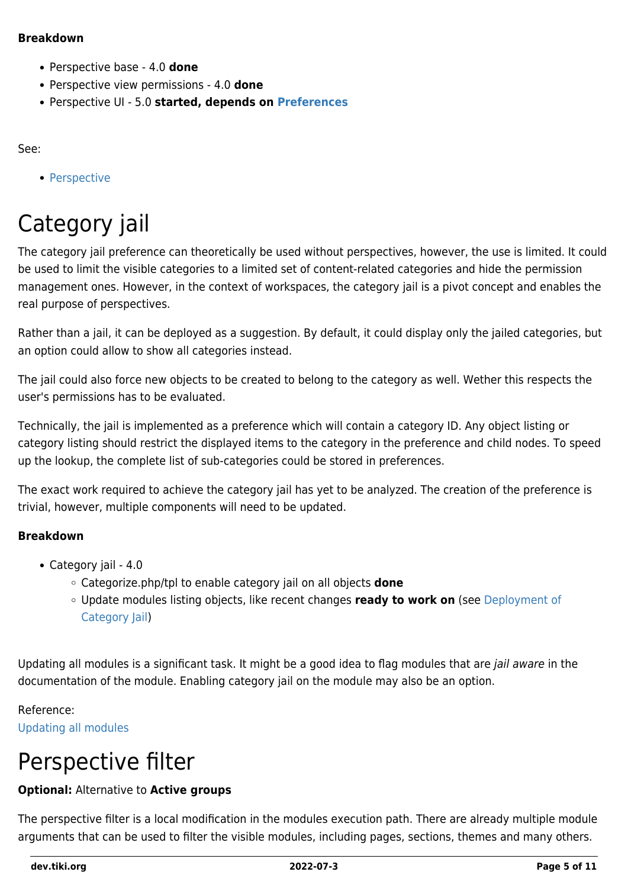**Breakdown**

- Perspective base - 4.0 **done**
- Perspective view permissions - 4.0 **done**
- Perspective UI - 5.0 **started, depends on Preferences**

See:

- Perspective

# Category jail

The category jail preference can theoretically be used without perspectives, however, the use is limited. It could be used to limit the visible categories to a limited set of content-related categories and hide the permission management ones. However, in the context of workspaces, the category jail is a pivot concept and enables the real purpose of perspectives.

Rather than a jail, it can be deployed as a suggestion. By default, it could display only the jailed categories, but an option could allow to show all categories instead.

The jail could also force new objects to be created to belong to the category as well. Wether this respects the user's permissions has to be evaluated.

Technically, the jail is implemented as a preference which will contain a category ID. Any object listing or category listing should restrict the displayed items to the category in the preference and child nodes. To speed up the lookup, the complete list of sub-categories could be stored in preferences.

The exact work required to achieve the category jail has yet to be analyzed. The creation of the preference is trivial, however, multiple components will need to be updated.

**Breakdown**

- Category jail - 4.0
  - Categorize.php/tpl to enable category jail on all objects **done**
  - Update modules listing objects, like recent changes **ready to work on** (see Deployment of Category Jail)

Updating all modules is a significant task. It might be a good idea to flag modules that are *jail aware* in the documentation of the module. Enabling category jail on the module may also be an option.

Reference:
Updating all modules

# Perspective filter

**Optional:** Alternative to **Active groups**

The perspective filter is a local modification in the modules execution path. There are already multiple module arguments that can be used to filter the visible modules, including pages, sections, themes and many others.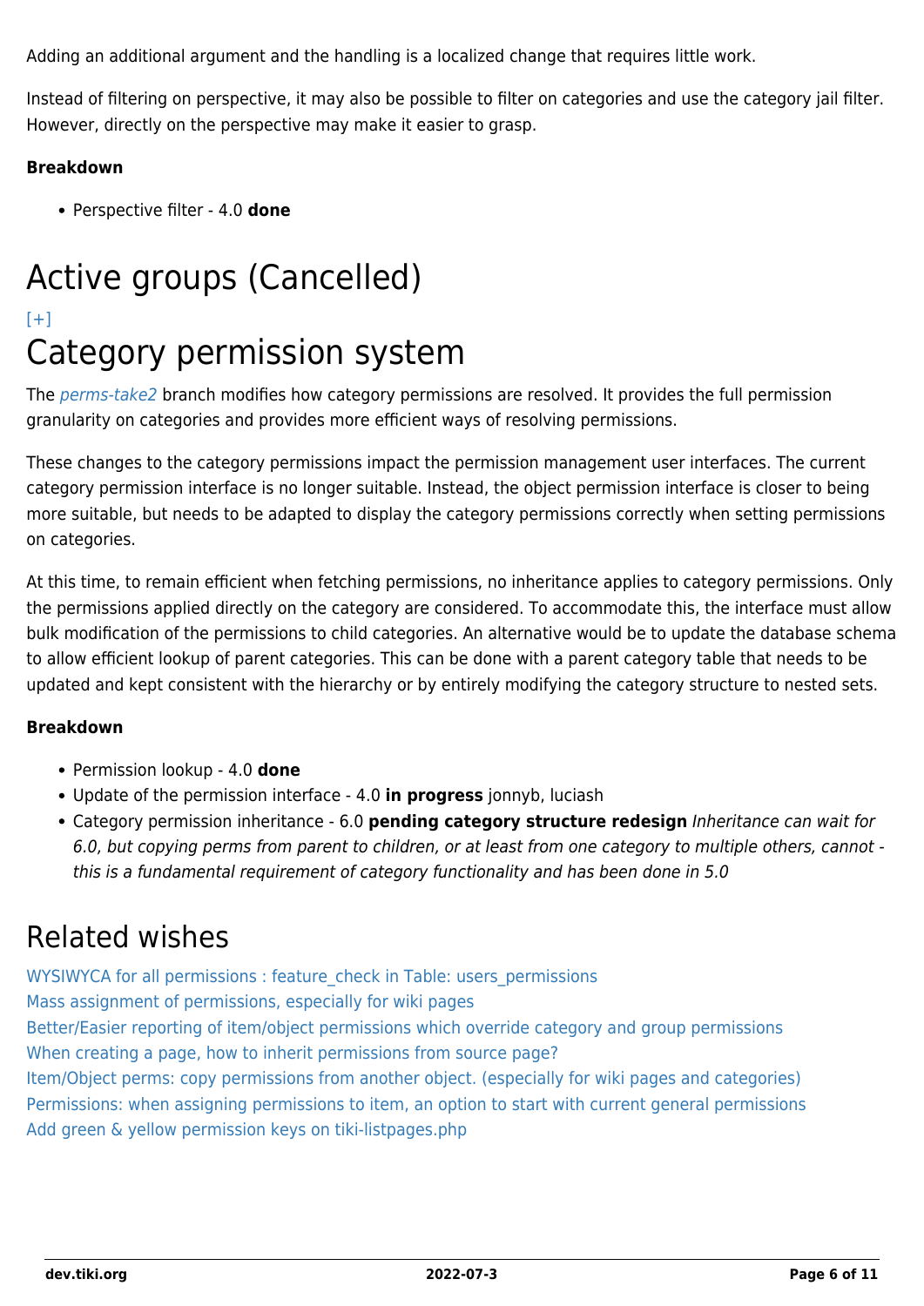Adding an additional argument and the handling is a localized change that requires little work.

Instead of filtering on perspective, it may also be possible to filter on categories and use the category jail filter. However, directly on the perspective may make it easier to grasp.

**Breakdown**

- Perspective filter - 4.0 **done**

# Active groups (Cancelled)

[+]

# Category permission system

The *perms-take2* branch modifies how category permissions are resolved. It provides the full permission granularity on categories and provides more efficient ways of resolving permissions.

These changes to the category permissions impact the permission management user interfaces. The current category permission interface is no longer suitable. Instead, the object permission interface is closer to being more suitable, but needs to be adapted to display the category permissions correctly when setting permissions on categories.

At this time, to remain efficient when fetching permissions, no inheritance applies to category permissions. Only the permissions applied directly on the category are considered. To accommodate this, the interface must allow bulk modification of the permissions to child categories. An alternative would be to update the database schema to allow efficient lookup of parent categories. This can be done with a parent category table that needs to be updated and kept consistent with the hierarchy or by entirely modifying the category structure to nested sets.

**Breakdown**

- Permission lookup - 4.0 **done**
- Update of the permission interface - 4.0 **in progress** jonnyb, luciash
- Category permission inheritance - 6.0 **pending category structure redesign** *Inheritance can wait for 6.0, but copying perms from parent to children, or at least from one category to multiple others, cannot - this is a fundamental requirement of category functionality and has been done in 5.0*

# Related wishes

WYSIWYCA for all permissions : feature_check in Table: users_permissions
Mass assignment of permissions, especially for wiki pages
Better/Easier reporting of item/object permissions which override category and group permissions
When creating a page, how to inherit permissions from source page?
Item/Object perms: copy permissions from another object. (especially for wiki pages and categories)
Permissions: when assigning permissions to item, an option to start with current general permissions
Add green & yellow permission keys on tiki-listpages.php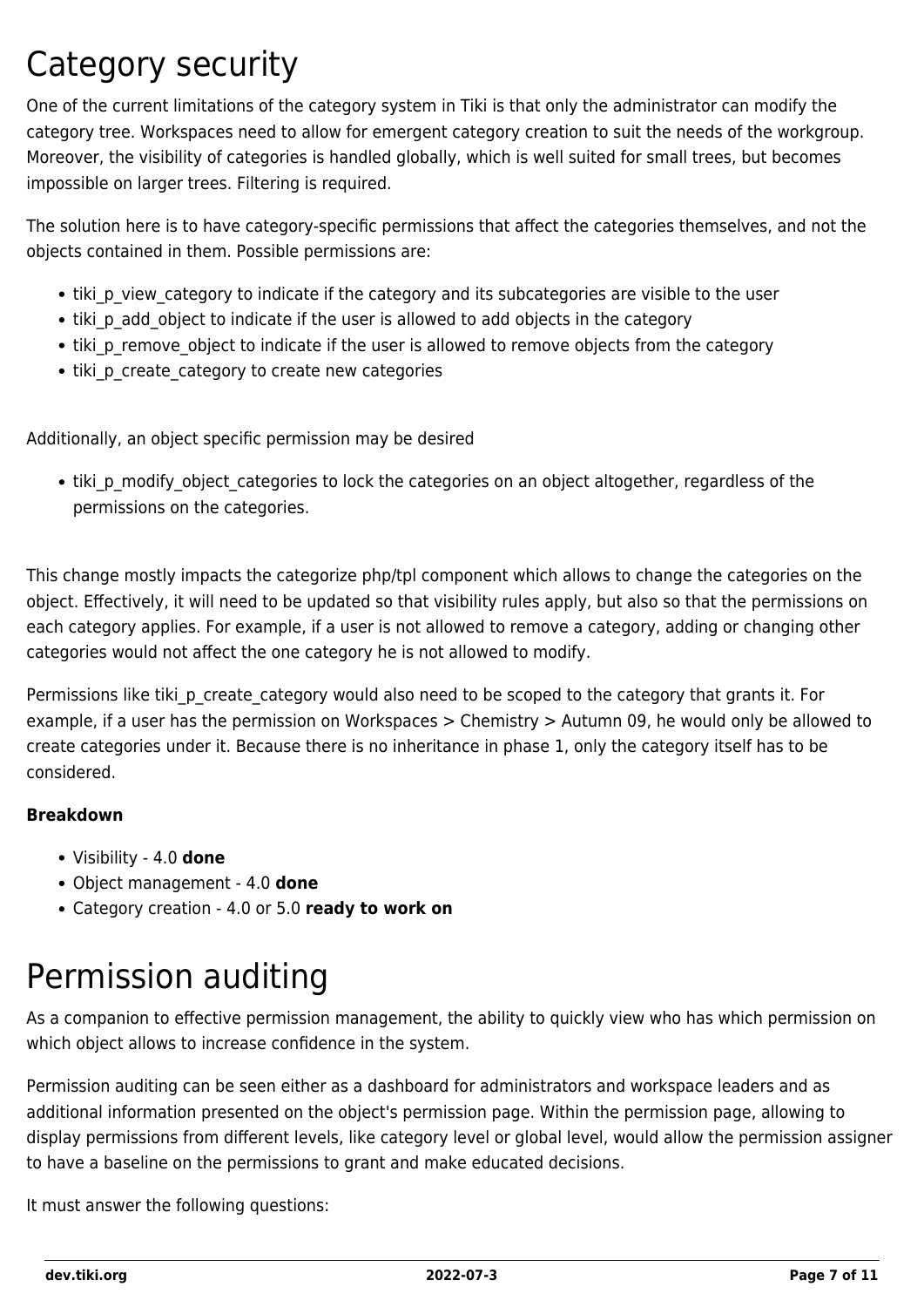# Category security

One of the current limitations of the category system in Tiki is that only the administrator can modify the category tree. Workspaces need to allow for emergent category creation to suit the needs of the workgroup. Moreover, the visibility of categories is handled globally, which is well suited for small trees, but becomes impossible on larger trees. Filtering is required.

The solution here is to have category-specific permissions that affect the categories themselves, and not the objects contained in them. Possible permissions are:

- tiki_p_view_category to indicate if the category and its subcategories are visible to the user
- tiki_p_add_object to indicate if the user is allowed to add objects in the category
- tiki_p_remove_object to indicate if the user is allowed to remove objects from the category
- tiki_p_create_category to create new categories

Additionally, an object specific permission may be desired

- tiki_p_modify_object_categories to lock the categories on an object altogether, regardless of the permissions on the categories.

This change mostly impacts the categorize php/tpl component which allows to change the categories on the object. Effectively, it will need to be updated so that visibility rules apply, but also so that the permissions on each category applies. For example, if a user is not allowed to remove a category, adding or changing other categories would not affect the one category he is not allowed to modify.

Permissions like tiki_p_create_category would also need to be scoped to the category that grants it. For example, if a user has the permission on Workspaces > Chemistry > Autumn 09, he would only be allowed to create categories under it. Because there is no inheritance in phase 1, only the category itself has to be considered.

**Breakdown**

- Visibility - 4.0 **done**
- Object management - 4.0 **done**
- Category creation - 4.0 or 5.0 **ready to work on**

# Permission auditing

As a companion to effective permission management, the ability to quickly view who has which permission on which object allows to increase confidence in the system.

Permission auditing can be seen either as a dashboard for administrators and workspace leaders and as additional information presented on the object's permission page. Within the permission page, allowing to display permissions from different levels, like category level or global level, would allow the permission assigner to have a baseline on the permissions to grant and make educated decisions.

It must answer the following questions: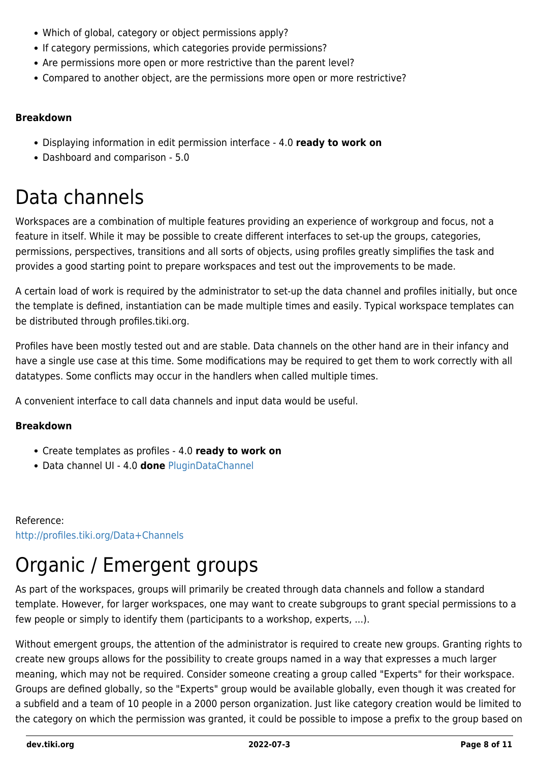- Which of global, category or object permissions apply?
- If category permissions, which categories provide permissions?
- Are permissions more open or more restrictive than the parent level?
- Compared to another object, are the permissions more open or more restrictive?

**Breakdown**

- Displaying information in edit permission interface - 4.0 **ready to work on**
- Dashboard and comparison - 5.0

# Data channels

Workspaces are a combination of multiple features providing an experience of workgroup and focus, not a feature in itself. While it may be possible to create different interfaces to set-up the groups, categories, permissions, perspectives, transitions and all sorts of objects, using profiles greatly simplifies the task and provides a good starting point to prepare workspaces and test out the improvements to be made.

A certain load of work is required by the administrator to set-up the data channel and profiles initially, but once the template is defined, instantiation can be made multiple times and easily. Typical workspace templates can be distributed through profiles.tiki.org.

Profiles have been mostly tested out and are stable. Data channels on the other hand are in their infancy and have a single use case at this time. Some modifications may be required to get them to work correctly with all datatypes. Some conflicts may occur in the handlers when called multiple times.

A convenient interface to call data channels and input data would be useful.

**Breakdown**

- Create templates as profiles - 4.0 **ready to work on**
- Data channel UI - 4.0 **done** PluginDataChannel

Reference:
http://profiles.tiki.org/Data+Channels

# Organic / Emergent groups

As part of the workspaces, groups will primarily be created through data channels and follow a standard template. However, for larger workspaces, one may want to create subgroups to grant special permissions to a few people or simply to identify them (participants to a workshop, experts, ...).

Without emergent groups, the attention of the administrator is required to create new groups. Granting rights to create new groups allows for the possibility to create groups named in a way that expresses a much larger meaning, which may not be required. Consider someone creating a group called "Experts" for their workspace. Groups are defined globally, so the "Experts" group would be available globally, even though it was created for a subfield and a team of 10 people in a 2000 person organization. Just like category creation would be limited to the category on which the permission was granted, it could be possible to impose a prefix to the group based on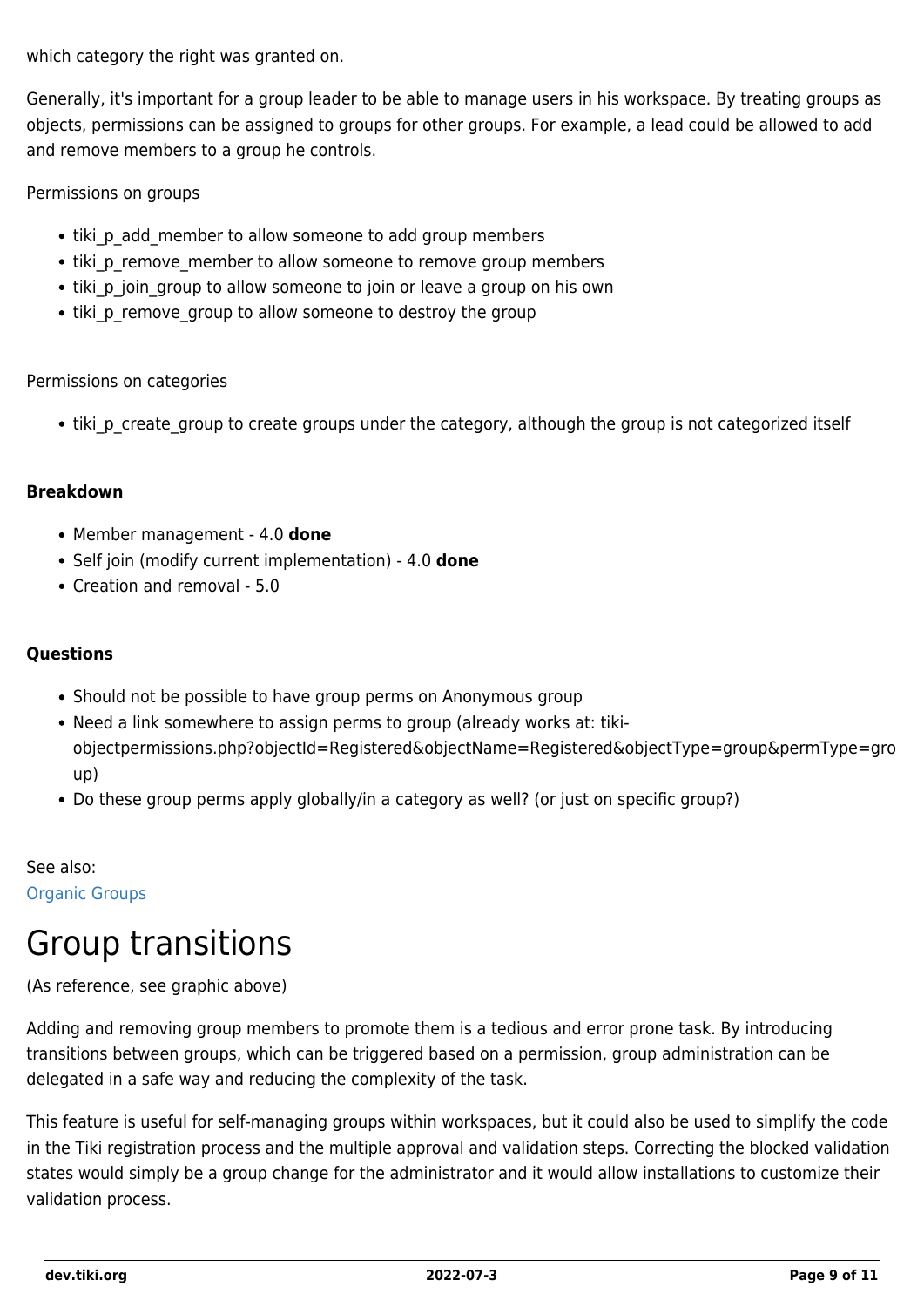which category the right was granted on.

Generally, it's important for a group leader to be able to manage users in his workspace. By treating groups as objects, permissions can be assigned to groups for other groups. For example, a lead could be allowed to add and remove members to a group he controls.

Permissions on groups

- tiki_p_add_member to allow someone to add group members
- tiki_p_remove_member to allow someone to remove group members
- tiki_p_join_group to allow someone to join or leave a group on his own
- tiki_p_remove_group to allow someone to destroy the group

Permissions on categories

- tiki_p_create_group to create groups under the category, although the group is not categorized itself

**Breakdown**

- Member management - 4.0 **done**
- Self join (modify current implementation) - 4.0 **done**
- Creation and removal - 5.0

**Questions**

- Should not be possible to have group perms on Anonymous group
- Need a link somewhere to assign perms to group (already works at: tiki-objectpermissions.php?objectId=Registered&objectName=Registered&objectType=group&permType=group)
- Do these group perms apply globally/in a category as well? (or just on specific group?)

See also:
Organic Groups

# Group transitions

(As reference, see graphic above)

Adding and removing group members to promote them is a tedious and error prone task. By introducing transitions between groups, which can be triggered based on a permission, group administration can be delegated in a safe way and reducing the complexity of the task.

This feature is useful for self-managing groups within workspaces, but it could also be used to simplify the code in the Tiki registration process and the multiple approval and validation steps. Correcting the blocked validation states would simply be a group change for the administrator and it would allow installations to customize their validation process.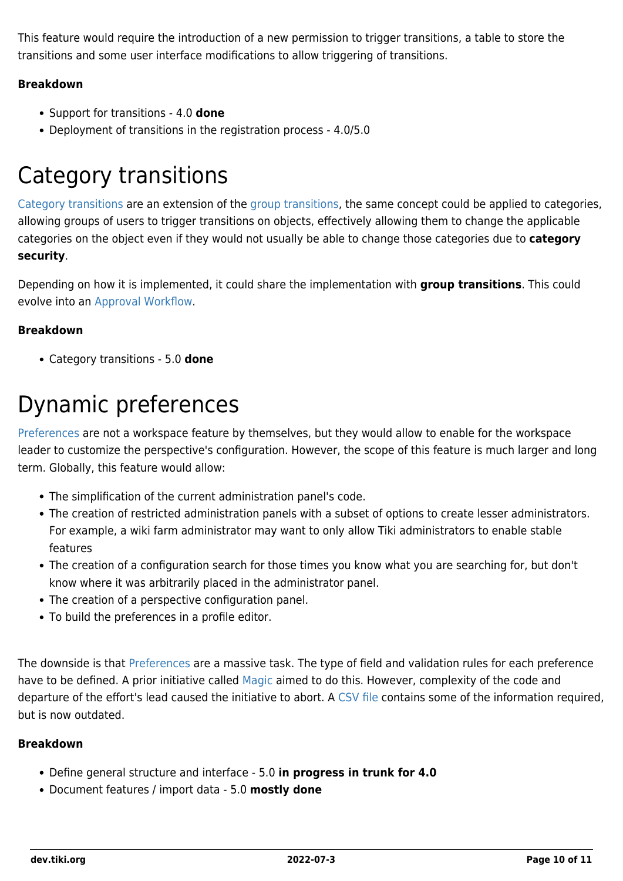This feature would require the introduction of a new permission to trigger transitions, a table to store the transitions and some user interface modifications to allow triggering of transitions.

**Breakdown**

- Support for transitions - 4.0 **done**
- Deployment of transitions in the registration process - 4.0/5.0

# Category transitions

Category transitions are an extension of the group transitions, the same concept could be applied to categories, allowing groups of users to trigger transitions on objects, effectively allowing them to change the applicable categories on the object even if they would not usually be able to change those categories due to **category security**.

Depending on how it is implemented, it could share the implementation with **group transitions**. This could evolve into an Approval Workflow.

**Breakdown**

- Category transitions - 5.0 **done**

# Dynamic preferences

Preferences are not a workspace feature by themselves, but they would allow to enable for the workspace leader to customize the perspective's configuration. However, the scope of this feature is much larger and long term. Globally, this feature would allow:

- The simplification of the current administration panel's code.
- The creation of restricted administration panels with a subset of options to create lesser administrators. For example, a wiki farm administrator may want to only allow Tiki administrators to enable stable features
- The creation of a configuration search for those times you know what you are searching for, but don't know where it was arbitrarily placed in the administrator panel.
- The creation of a perspective configuration panel.
- To build the preferences in a profile editor.

The downside is that Preferences are a massive task. The type of field and validation rules for each preference have to be defined. A prior initiative called Magic aimed to do this. However, complexity of the code and departure of the effort's lead caused the initiative to abort. A CSV file contains some of the information required, but is now outdated.

**Breakdown**

- Define general structure and interface - 5.0 **in progress in trunk for 4.0**
- Document features / import data - 5.0 **mostly done**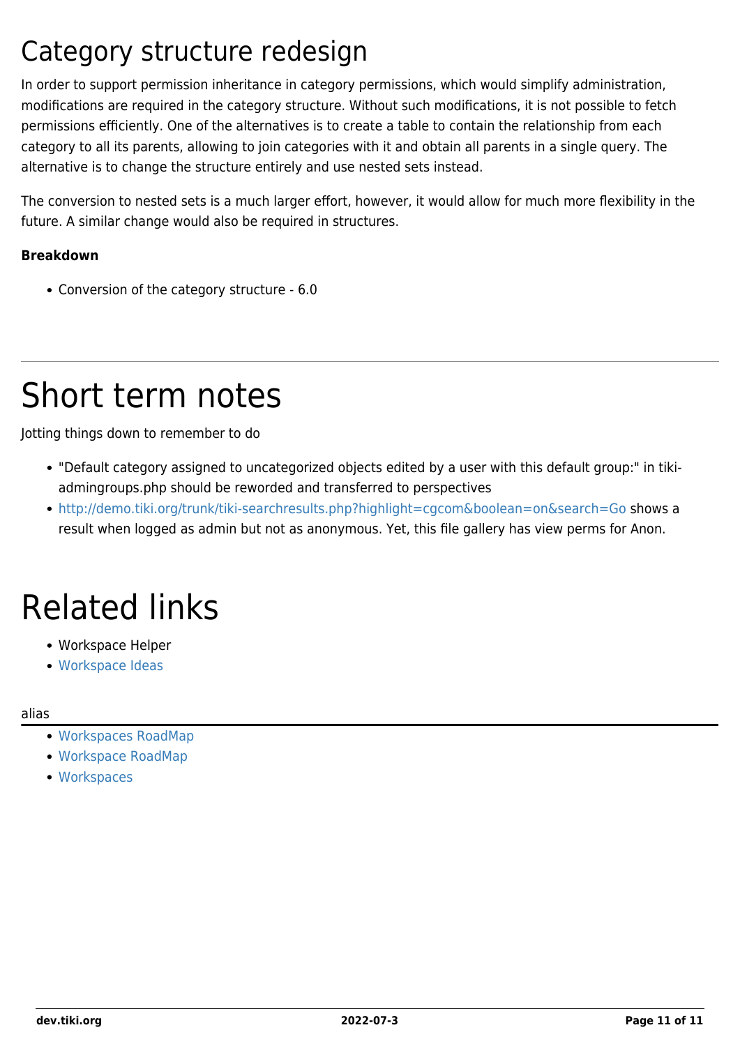# Category structure redesign

In order to support permission inheritance in category permissions, which would simplify administration, modifications are required in the category structure. Without such modifications, it is not possible to fetch permissions efficiently. One of the alternatives is to create a table to contain the relationship from each category to all its parents, allowing to join categories with it and obtain all parents in a single query. The alternative is to change the structure entirely and use nested sets instead.

The conversion to nested sets is a much larger effort, however, it would allow for much more flexibility in the future. A similar change would also be required in structures.

**Breakdown**

- Conversion of the category structure - 6.0

---

# Short term notes

Jotting things down to remember to do

- "Default category assigned to uncategorized objects edited by a user with this default group:" in tiki-admingroups.php should be reworded and transferred to perspectives
- http://demo.tiki.org/trunk/tiki-searchresults.php?highlight=cgcom&boolean=on&search=Go shows a result when logged as admin but not as anonymous. Yet, this file gallery has view perms for Anon.

# Related links

- Workspace Helper
- Workspace Ideas

alias

- Workspaces RoadMap
- Workspace RoadMap
- Workspaces